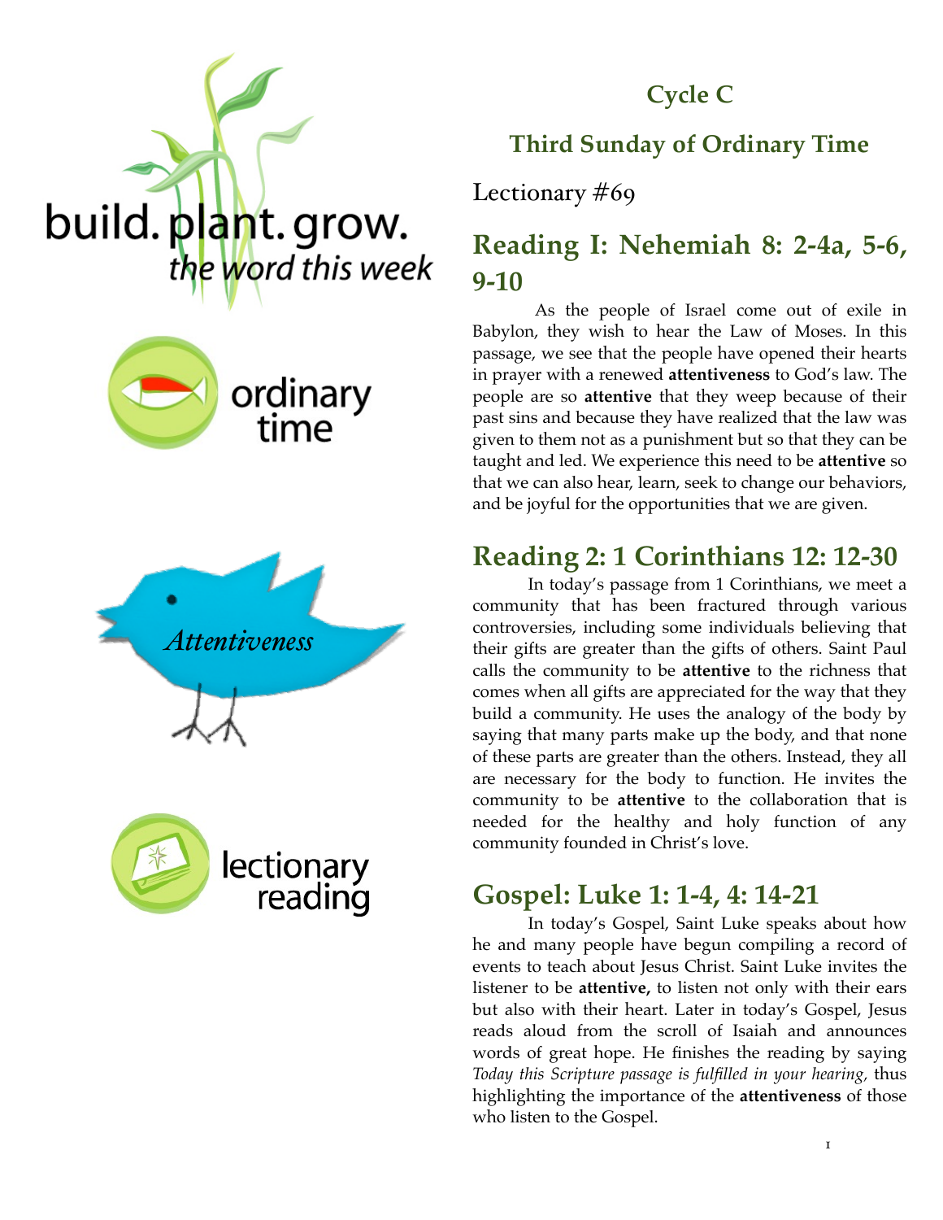build. plant. grow.
*the word this week*

ordinary time

*Attentiveness*

lectionary reading

## Cycle C

## Third Sunday of Ordinary Time

Lectionary #69

## Reading I: Nehemiah 8: 2-4a, 5-6, 9-10

As the people of Israel come out of exile in Babylon, they wish to hear the Law of Moses. In this passage, we see that the people have opened their hearts in prayer with a renewed **attentiveness** to God's law. The people are so **attentive** that they weep because of their past sins and because they have realized that the law was given to them not as a punishment but so that they can be taught and led. We experience this need to be **attentive** so that we can also hear, learn, seek to change our behaviors, and be joyful for the opportunities that we are given.

## Reading 2: 1 Corinthians 12: 12-30

In today's passage from 1 Corinthians, we meet a community that has been fractured through various controversies, including some individuals believing that their gifts are greater than the gifts of others. Saint Paul calls the community to be **attentive** to the richness that comes when all gifts are appreciated for the way that they build a community. He uses the analogy of the body by saying that many parts make up the body, and that none of these parts are greater than the others. Instead, they all are necessary for the body to function. He invites the community to be **attentive** to the collaboration that is needed for the healthy and holy function of any community founded in Christ's love.

## Gospel: Luke 1: 1-4, 4: 14-21

In today's Gospel, Saint Luke speaks about how he and many people have begun compiling a record of events to teach about Jesus Christ. Saint Luke invites the listener to be **attentive,** to listen not only with their ears but also with their heart. Later in today's Gospel, Jesus reads aloud from the scroll of Isaiah and announces words of great hope. He finishes the reading by saying *Today this Scripture passage is fulfilled in your hearing,* thus highlighting the importance of the **attentiveness** of those who listen to the Gospel.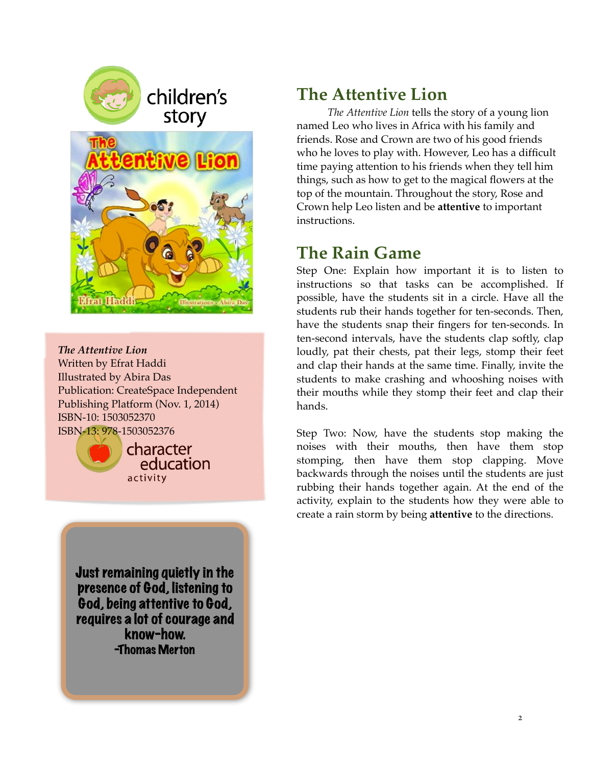children's story

*The Attentive Lion*
Written by Efrat Haddi
Illustrated by Abira Das
Publication: CreateSpace Independent Publishing Platform (Nov. 1, 2014)
ISBN-10: 1503052370
ISBN-13: 978-1503052376

character education activity

**Just remaining quietly in the presence of God, listening to God, being attentive to God, requires a lot of courage and know-how.**
**-Thomas Merton**

## The Attentive Lion

*The Attentive Lion* tells the story of a young lion named Leo who lives in Africa with his family and friends. Rose and Crown are two of his good friends who he loves to play with. However, Leo has a difficult time paying attention to his friends when they tell him things, such as how to get to the magical flowers at the top of the mountain. Throughout the story, Rose and Crown help Leo listen and be **attentive** to important instructions.

## The Rain Game

Step One: Explain how important it is to listen to instructions so that tasks can be accomplished. If possible, have the students sit in a circle. Have all the students rub their hands together for ten-seconds. Then, have the students snap their fingers for ten-seconds. In ten-second intervals, have the students clap softly, clap loudly, pat their chests, pat their legs, stomp their feet and clap their hands at the same time. Finally, invite the students to make crashing and whooshing noises with their mouths while they stomp their feet and clap their hands.

Step Two: Now, have the students stop making the noises with their mouths, then have them stop stomping, then have them stop clapping. Move backwards through the noises until the students are just rubbing their hands together again. At the end of the activity, explain to the students how they were able to create a rain storm by being **attentive** to the directions.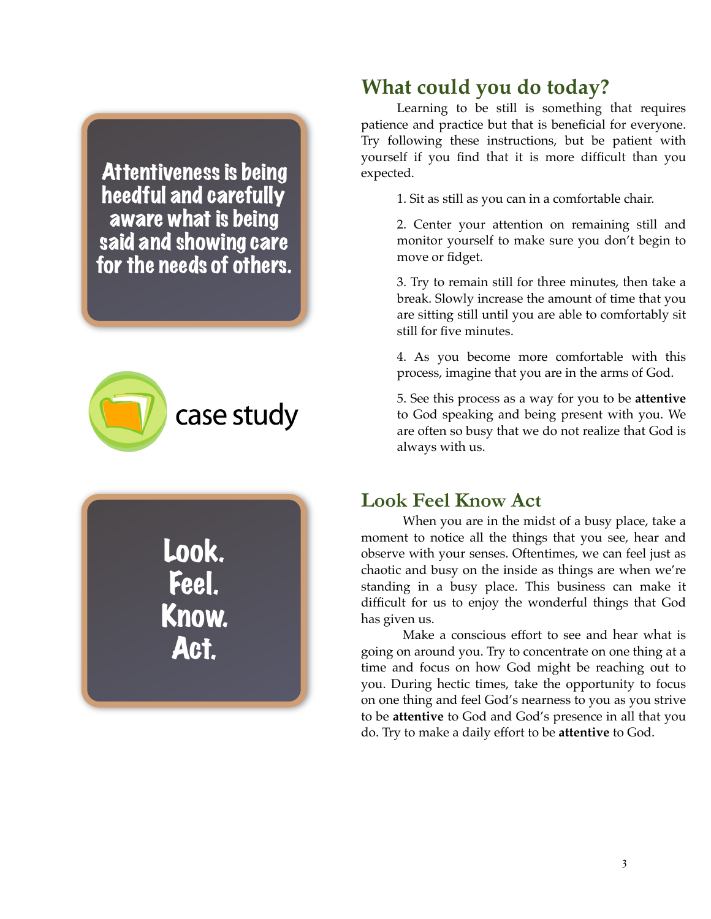Attentiveness is being heedful and carefully aware what is being said and showing care for the needs of others.

case study

Look.
Feel.
Know.
Act.

## What could you do today?

Learning to be still is something that requires patience and practice but that is beneficial for everyone. Try following these instructions, but be patient with yourself if you find that it is more difficult than you expected.

1. Sit as still as you can in a comfortable chair.

2. Center your attention on remaining still and monitor yourself to make sure you don't begin to move or fidget.

3. Try to remain still for three minutes, then take a break. Slowly increase the amount of time that you are sitting still until you are able to comfortably sit still for five minutes.

4. As you become more comfortable with this process, imagine that you are in the arms of God.

5. See this process as a way for you to be **attentive** to God speaking and being present with you. We are often so busy that we do not realize that God is always with us.

## Look Feel Know Act

When you are in the midst of a busy place, take a moment to notice all the things that you see, hear and observe with your senses. Oftentimes, we can feel just as chaotic and busy on the inside as things are when we're standing in a busy place. This business can make it difficult for us to enjoy the wonderful things that God has given us.

Make a conscious effort to see and hear what is going on around you. Try to concentrate on one thing at a time and focus on how God might be reaching out to you. During hectic times, take the opportunity to focus on one thing and feel God's nearness to you as you strive to be **attentive** to God and God's presence in all that you do. Try to make a daily effort to be **attentive** to God.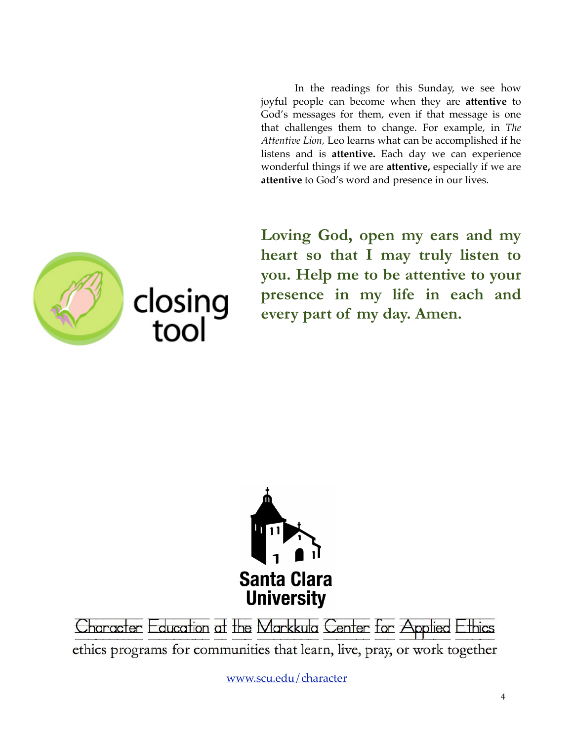In the readings for this Sunday, we see how joyful people can become when they are **attentive** to God's messages for them, even if that message is one that challenges them to change. For example, in *The Attentive Lion,* Leo learns what can be accomplished if he listens and is **attentive.** Each day we can experience wonderful things if we are **attentive,** especially if we are **attentive** to God's word and presence in our lives.

## closing tool

**Loving God, open my ears and my heart so that I may truly listen to you. Help me to be attentive to your presence in my life in each and every part of my day. Amen.**

Santa Clara University

Character Education at the Markkula Center for Applied Ethics

ethics programs for communities that learn, live, pray, or work together

www.scu.edu/character